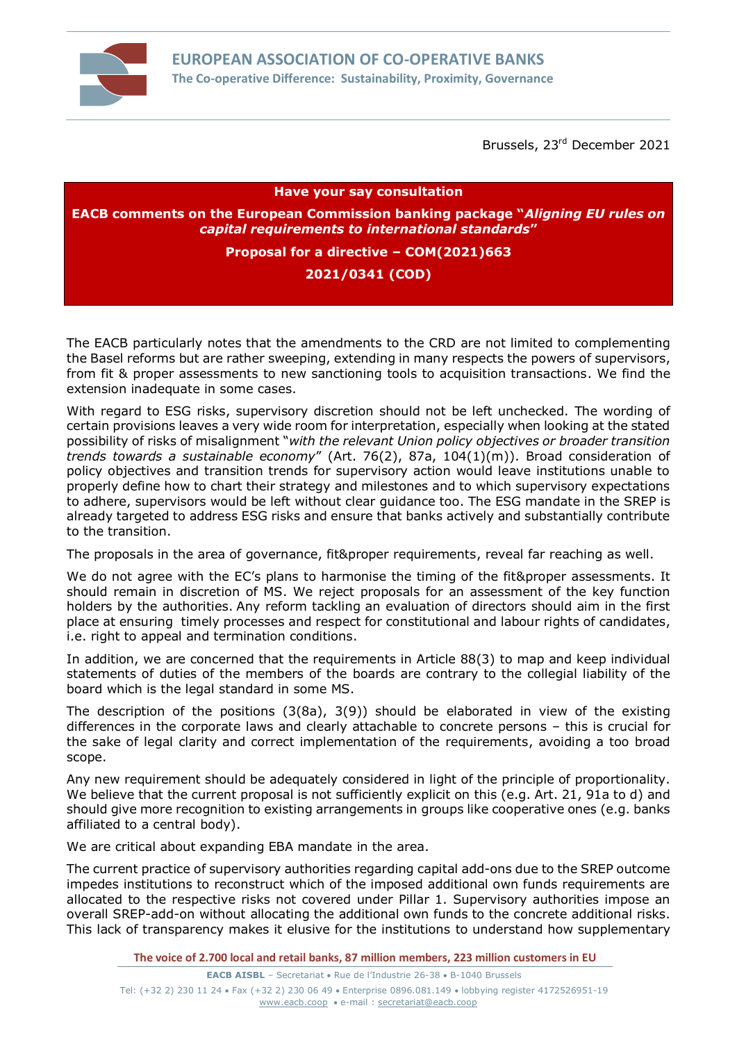**EUROPEAN ASSOCIATION OF CO-OPERATIVE BANKS**
**The Co-operative Difference: Sustainability, Proximity, Governance**

Brussels, 23rd December 2021

**Have your say consultation**

**EACB comments on the European Commission banking package "*Aligning EU rules on capital requirements to international standards*"**

**Proposal for a directive – COM(2021)663**

**2021/0341 (COD)**

The EACB particularly notes that the amendments to the CRD are not limited to complementing the Basel reforms but are rather sweeping, extending in many respects the powers of supervisors, from fit & proper assessments to new sanctioning tools to acquisition transactions. We find the extension inadequate in some cases.

With regard to ESG risks, supervisory discretion should not be left unchecked. The wording of certain provisions leaves a very wide room for interpretation, especially when looking at the stated possibility of risks of misalignment "*with the relevant Union policy objectives or broader transition trends towards a sustainable economy*" (Art. 76(2), 87a, 104(1)(m)). Broad consideration of policy objectives and transition trends for supervisory action would leave institutions unable to properly define how to chart their strategy and milestones and to which supervisory expectations to adhere, supervisors would be left without clear guidance too. The ESG mandate in the SREP is already targeted to address ESG risks and ensure that banks actively and substantially contribute to the transition.

The proposals in the area of governance, fit&proper requirements, reveal far reaching as well.

We do not agree with the EC's plans to harmonise the timing of the fit&proper assessments. It should remain in discretion of MS. We reject proposals for an assessment of the key function holders by the authorities. Any reform tackling an evaluation of directors should aim in the first place at ensuring timely processes and respect for constitutional and labour rights of candidates, i.e. right to appeal and termination conditions.

In addition, we are concerned that the requirements in Article 88(3) to map and keep individual statements of duties of the members of the boards are contrary to the collegial liability of the board which is the legal standard in some MS.

The description of the positions (3(8a), 3(9)) should be elaborated in view of the existing differences in the corporate laws and clearly attachable to concrete persons – this is crucial for the sake of legal clarity and correct implementation of the requirements, avoiding a too broad scope.

Any new requirement should be adequately considered in light of the principle of proportionality. We believe that the current proposal is not sufficiently explicit on this (e.g. Art. 21, 91a to d) and should give more recognition to existing arrangements in groups like cooperative ones (e.g. banks affiliated to a central body).

We are critical about expanding EBA mandate in the area.

The current practice of supervisory authorities regarding capital add-ons due to the SREP outcome impedes institutions to reconstruct which of the imposed additional own funds requirements are allocated to the respective risks not covered under Pillar 1. Supervisory authorities impose an overall SREP-add-on without allocating the additional own funds to the concrete additional risks. This lack of transparency makes it elusive for the institutions to understand how supplementary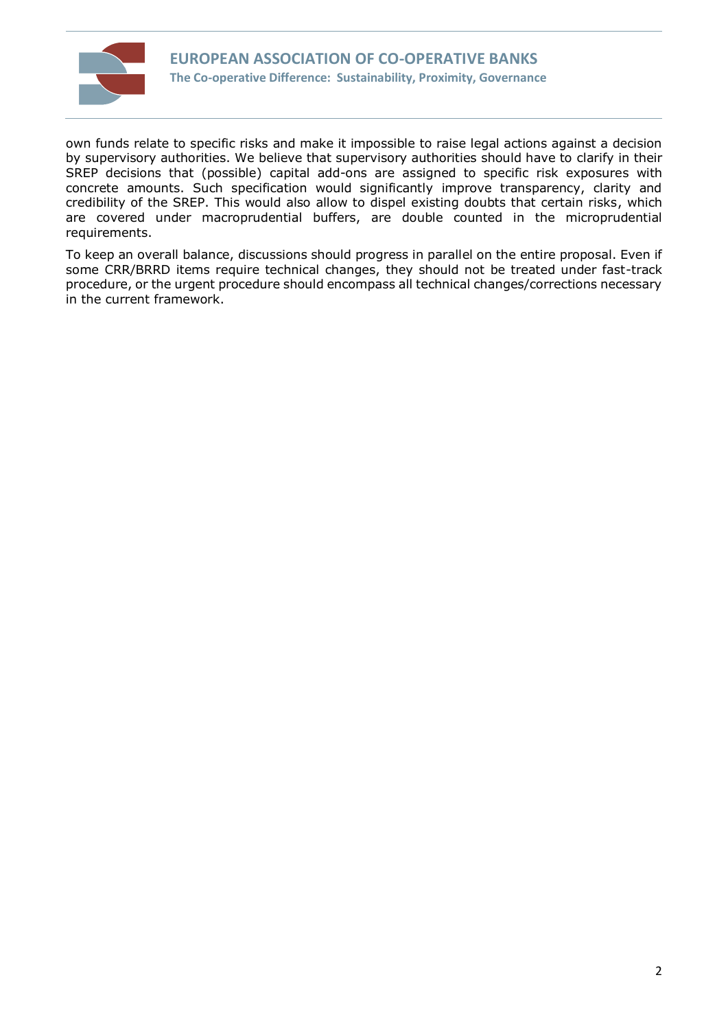own funds relate to specific risks and make it impossible to raise legal actions against a decision by supervisory authorities. We believe that supervisory authorities should have to clarify in their SREP decisions that (possible) capital add-ons are assigned to specific risk exposures with concrete amounts. Such specification would significantly improve transparency, clarity and credibility of the SREP. This would also allow to dispel existing doubts that certain risks, which are covered under macroprudential buffers, are double counted in the microprudential requirements.

To keep an overall balance, discussions should progress in parallel on the entire proposal. Even if some CRR/BRRD items require technical changes, they should not be treated under fast-track procedure, or the urgent procedure should encompass all technical changes/corrections necessary in the current framework.